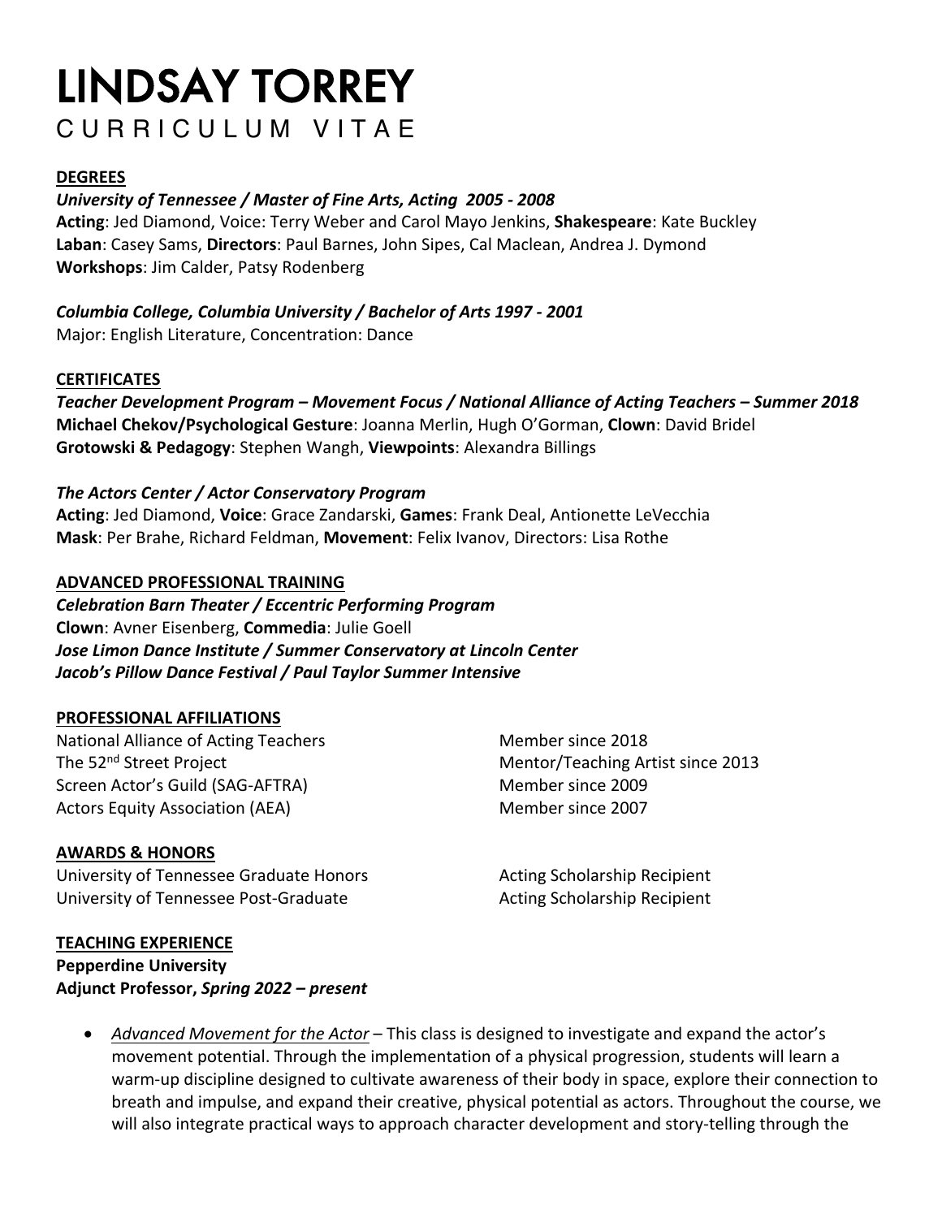# LINDSAY TORREY

CURRICULUM VITAE

## DEGREES

***University of Tennessee / Master of Fine Arts, Acting 2005 - 2008***
**Acting**: Jed Diamond, Voice: Terry Weber and Carol Mayo Jenkins, **Shakespeare**: Kate Buckley
**Laban**: Casey Sams, **Directors**: Paul Barnes, John Sipes, Cal Maclean, Andrea J. Dymond
**Workshops**: Jim Calder, Patsy Rodenberg

***Columbia College, Columbia University / Bachelor of Arts 1997 - 2001***
Major: English Literature, Concentration: Dance

## CERTIFICATES

***Teacher Development Program – Movement Focus / National Alliance of Acting Teachers – Summer 2018***
**Michael Chekov/Psychological Gesture**: Joanna Merlin, Hugh O'Gorman, **Clown**: David Bridel
**Grotowski & Pedagogy**: Stephen Wangh, **Viewpoints**: Alexandra Billings

***The Actors Center / Actor Conservatory Program***
**Acting**: Jed Diamond, **Voice**: Grace Zandarski, **Games**: Frank Deal, Antionette LeVecchia
**Mask**: Per Brahe, Richard Feldman, **Movement**: Felix Ivanov, Directors: Lisa Rothe

## ADVANCED PROFESSIONAL TRAINING

***Celebration Barn Theater / Eccentric Performing Program***
**Clown**: Avner Eisenberg, **Commedia**: Julie Goell
***Jose Limon Dance Institute / Summer Conservatory at Lincoln Center***
***Jacob's Pillow Dance Festival / Paul Taylor Summer Intensive***

## PROFESSIONAL AFFILIATIONS

| | |
|---|---|
| National Alliance of Acting Teachers | Member since 2018 |
| The 52nd Street Project | Mentor/Teaching Artist since 2013 |
| Screen Actor's Guild (SAG-AFTRA) | Member since 2009 |
| Actors Equity Association (AEA) | Member since 2007 |

## AWARDS & HONORS

| | |
|---|---|
| University of Tennessee Graduate Honors | Acting Scholarship Recipient |
| University of Tennessee Post-Graduate | Acting Scholarship Recipient |

## TEACHING EXPERIENCE

**Pepperdine University**
**Adjunct Professor,** ***Spring 2022 – present***

- *Advanced Movement for the Actor* – This class is designed to investigate and expand the actor's movement potential. Through the implementation of a physical progression, students will learn a warm-up discipline designed to cultivate awareness of their body in space, explore their connection to breath and impulse, and expand their creative, physical potential as actors. Throughout the course, we will also integrate practical ways to approach character development and story-telling through the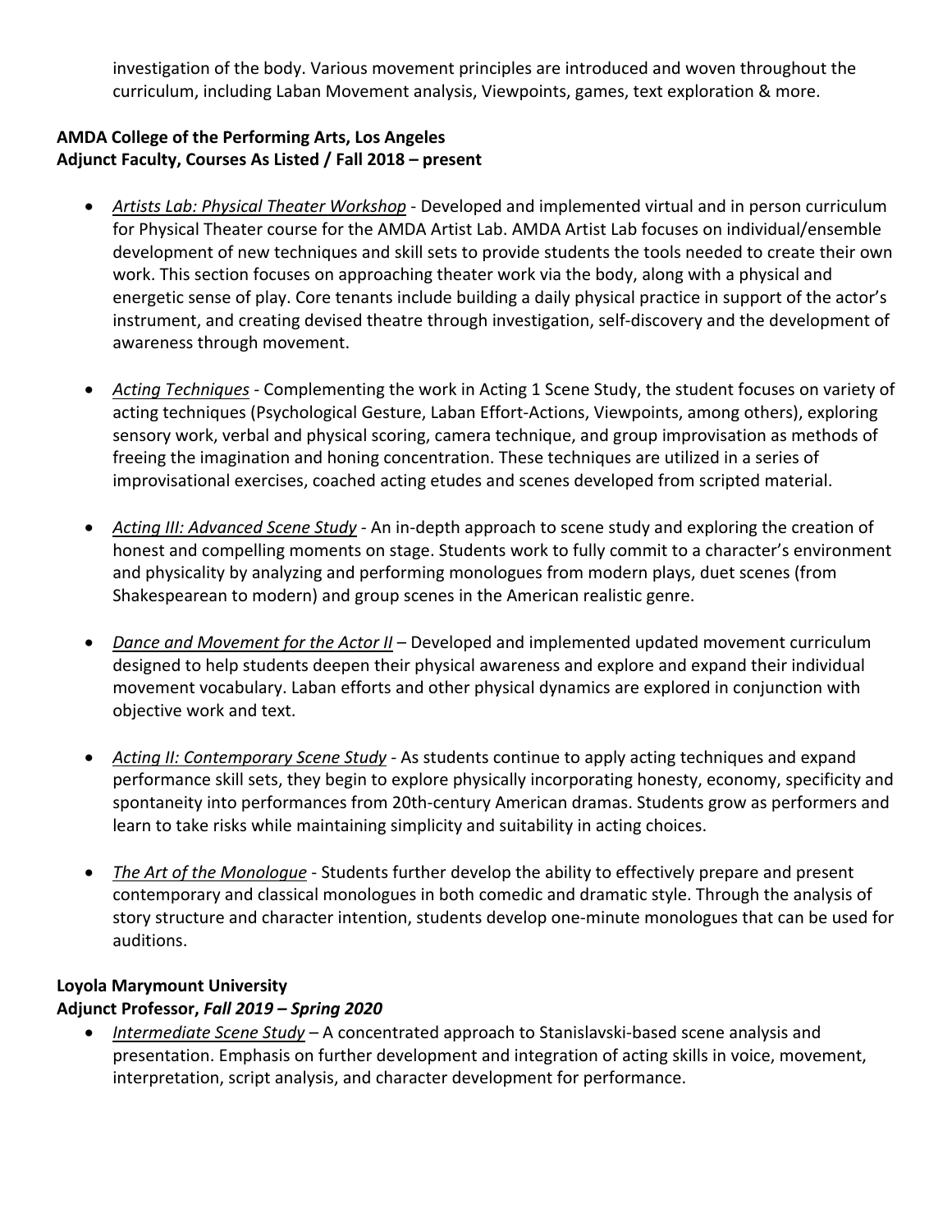investigation of the body. Various movement principles are introduced and woven throughout the curriculum, including Laban Movement analysis, Viewpoints, games, text exploration & more.

**AMDA College of the Performing Arts, Los Angeles**
**Adjunct Faculty, Courses As Listed / Fall 2018 – present**

- *Artists Lab: Physical Theater Workshop* - Developed and implemented virtual and in person curriculum for Physical Theater course for the AMDA Artist Lab. AMDA Artist Lab focuses on individual/ensemble development of new techniques and skill sets to provide students the tools needed to create their own work. This section focuses on approaching theater work via the body, along with a physical and energetic sense of play. Core tenants include building a daily physical practice in support of the actor's instrument, and creating devised theatre through investigation, self-discovery and the development of awareness through movement.

- *Acting Techniques* - Complementing the work in Acting 1 Scene Study, the student focuses on variety of acting techniques (Psychological Gesture, Laban Effort-Actions, Viewpoints, among others), exploring sensory work, verbal and physical scoring, camera technique, and group improvisation as methods of freeing the imagination and honing concentration. These techniques are utilized in a series of improvisational exercises, coached acting etudes and scenes developed from scripted material.

- *Acting III: Advanced Scene Study* - An in-depth approach to scene study and exploring the creation of honest and compelling moments on stage. Students work to fully commit to a character's environment and physicality by analyzing and performing monologues from modern plays, duet scenes (from Shakespearean to modern) and group scenes in the American realistic genre.

- *Dance and Movement for the Actor II* – Developed and implemented updated movement curriculum designed to help students deepen their physical awareness and explore and expand their individual movement vocabulary. Laban efforts and other physical dynamics are explored in conjunction with objective work and text.

- *Acting II: Contemporary Scene Study* - As students continue to apply acting techniques and expand performance skill sets, they begin to explore physically incorporating honesty, economy, specificity and spontaneity into performances from 20th-century American dramas. Students grow as performers and learn to take risks while maintaining simplicity and suitability in acting choices.

- *The Art of the Monologue* - Students further develop the ability to effectively prepare and present contemporary and classical monologues in both comedic and dramatic style. Through the analysis of story structure and character intention, students develop one-minute monologues that can be used for auditions.

**Loyola Marymount University**
**Adjunct Professor, *Fall 2019 – Spring 2020***

- *Intermediate Scene Study* – A concentrated approach to Stanislavski-based scene analysis and presentation. Emphasis on further development and integration of acting skills in voice, movement, interpretation, script analysis, and character development for performance.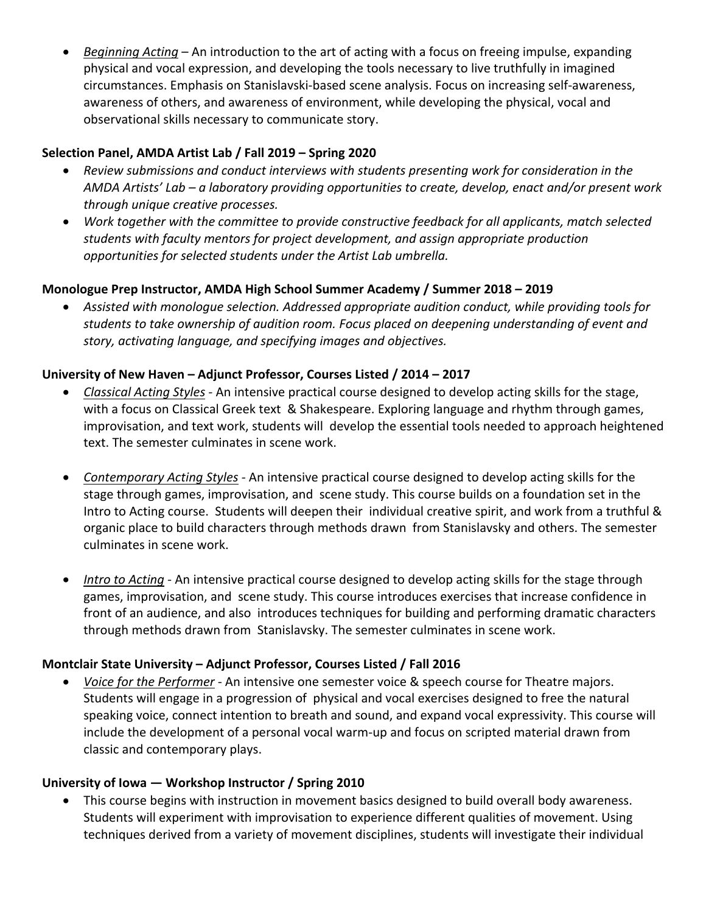- _Beginning Acting_ – An introduction to the art of acting with a focus on freeing impulse, expanding physical and vocal expression, and developing the tools necessary to live truthfully in imagined circumstances. Emphasis on Stanislavski-based scene analysis. Focus on increasing self-awareness, awareness of others, and awareness of environment, while developing the physical, vocal and observational skills necessary to communicate story.

**Selection Panel, AMDA Artist Lab / Fall 2019 – Spring 2020**

- *Review submissions and conduct interviews with students presenting work for consideration in the AMDA Artists' Lab – a laboratory providing opportunities to create, develop, enact and/or present work through unique creative processes.*
- *Work together with the committee to provide constructive feedback for all applicants, match selected students with faculty mentors for project development, and assign appropriate production opportunities for selected students under the Artist Lab umbrella.*

**Monologue Prep Instructor, AMDA High School Summer Academy / Summer 2018 – 2019**

- *Assisted with monologue selection. Addressed appropriate audition conduct, while providing tools for students to take ownership of audition room. Focus placed on deepening understanding of event and story, activating language, and specifying images and objectives.*

**University of New Haven – Adjunct Professor, Courses Listed / 2014 – 2017**

- _Classical Acting Styles_ - An intensive practical course designed to develop acting skills for the stage, with a focus on Classical Greek text & Shakespeare. Exploring language and rhythm through games, improvisation, and text work, students will develop the essential tools needed to approach heightened text. The semester culminates in scene work.

- _Contemporary Acting Styles_ - An intensive practical course designed to develop acting skills for the stage through games, improvisation, and scene study. This course builds on a foundation set in the Intro to Acting course. Students will deepen their individual creative spirit, and work from a truthful & organic place to build characters through methods drawn from Stanislavsky and others. The semester culminates in scene work.

- _Intro to Acting_ - An intensive practical course designed to develop acting skills for the stage through games, improvisation, and scene study. This course introduces exercises that increase confidence in front of an audience, and also introduces techniques for building and performing dramatic characters through methods drawn from Stanislavsky. The semester culminates in scene work.

**Montclair State University – Adjunct Professor, Courses Listed / Fall 2016**

- _Voice for the Performer_ - An intensive one semester voice & speech course for Theatre majors. Students will engage in a progression of physical and vocal exercises designed to free the natural speaking voice, connect intention to breath and sound, and expand vocal expressivity. This course will include the development of a personal vocal warm-up and focus on scripted material drawn from classic and contemporary plays.

**University of Iowa — Workshop Instructor / Spring 2010**

- This course begins with instruction in movement basics designed to build overall body awareness. Students will experiment with improvisation to experience different qualities of movement. Using techniques derived from a variety of movement disciplines, students will investigate their individual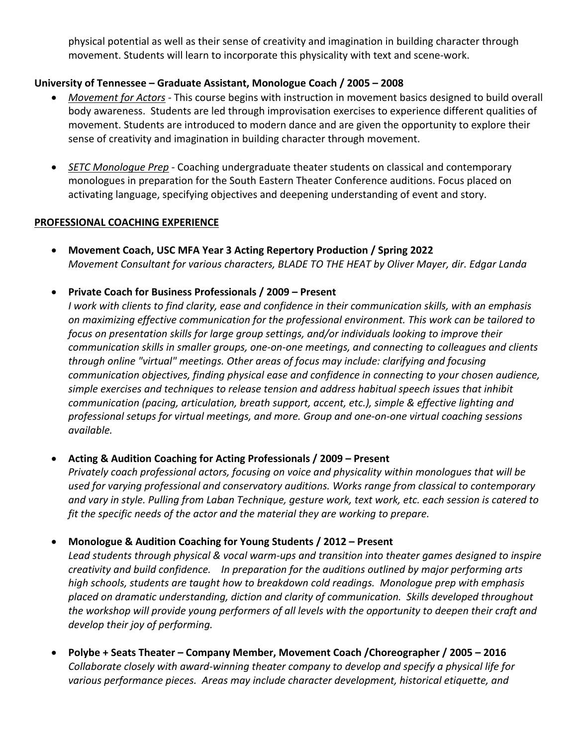physical potential as well as their sense of creativity and imagination in building character through movement. Students will learn to incorporate this physicality with text and scene-work.

**University of Tennessee – Graduate Assistant, Monologue Coach / 2005 – 2008**

- *Movement for Actors* - This course begins with instruction in movement basics designed to build overall body awareness. Students are led through improvisation exercises to experience different qualities of movement. Students are introduced to modern dance and are given the opportunity to explore their sense of creativity and imagination in building character through movement.

- *SETC Monologue Prep* - Coaching undergraduate theater students on classical and contemporary monologues in preparation for the South Eastern Theater Conference auditions. Focus placed on activating language, specifying objectives and deepening understanding of event and story.

## PROFESSIONAL COACHING EXPERIENCE

- **Movement Coach, USC MFA Year 3 Acting Repertory Production / Spring 2022**
  *Movement Consultant for various characters, BLADE TO THE HEAT by Oliver Mayer, dir. Edgar Landa*

- **Private Coach for Business Professionals / 2009 – Present**
  *I work with clients to find clarity, ease and confidence in their communication skills, with an emphasis on maximizing effective communication for the professional environment. This work can be tailored to focus on presentation skills for large group settings, and/or individuals looking to improve their communication skills in smaller groups, one-on-one meetings, and connecting to colleagues and clients through online "virtual" meetings. Other areas of focus may include: clarifying and focusing communication objectives, finding physical ease and confidence in connecting to your chosen audience, simple exercises and techniques to release tension and address habitual speech issues that inhibit communication (pacing, articulation, breath support, accent, etc.), simple & effective lighting and professional setups for virtual meetings, and more. Group and one-on-one virtual coaching sessions available.*

- **Acting & Audition Coaching for Acting Professionals / 2009 – Present**
  *Privately coach professional actors, focusing on voice and physicality within monologues that will be used for varying professional and conservatory auditions. Works range from classical to contemporary and vary in style. Pulling from Laban Technique, gesture work, text work, etc. each session is catered to fit the specific needs of the actor and the material they are working to prepare.*

- **Monologue & Audition Coaching for Young Students / 2012 – Present**
  *Lead students through physical & vocal warm-ups and transition into theater games designed to inspire creativity and build confidence. In preparation for the auditions outlined by major performing arts high schools, students are taught how to breakdown cold readings. Monologue prep with emphasis placed on dramatic understanding, diction and clarity of communication. Skills developed throughout the workshop will provide young performers of all levels with the opportunity to deepen their craft and develop their joy of performing.*

- **Polybe + Seats Theater – Company Member, Movement Coach /Choreographer / 2005 – 2016**
  *Collaborate closely with award-winning theater company to develop and specify a physical life for various performance pieces. Areas may include character development, historical etiquette, and*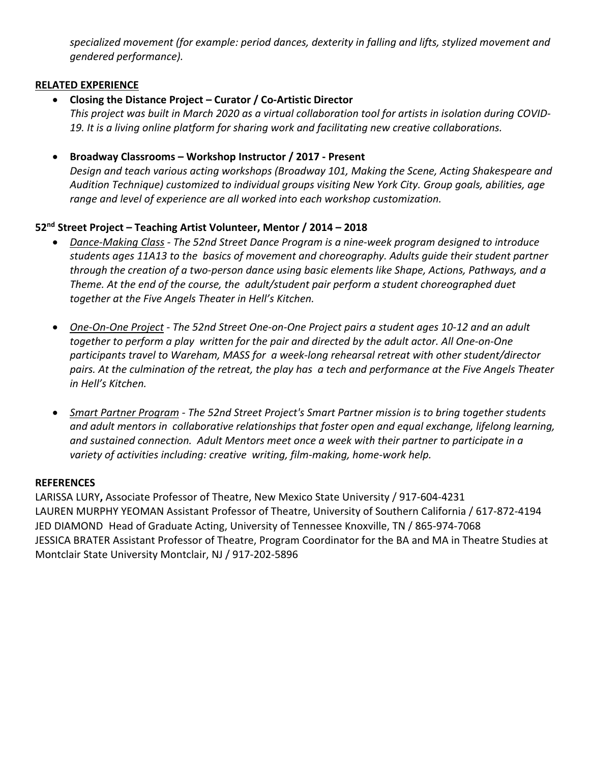*specialized movement (for example: period dances, dexterity in falling and lifts, stylized movement and gendered performance).*

**RELATED EXPERIENCE**

- **Closing the Distance Project – Curator / Co-Artistic Director**
  *This project was built in March 2020 as a virtual collaboration tool for artists in isolation during COVID-19. It is a living online platform for sharing work and facilitating new creative collaborations.*

- **Broadway Classrooms – Workshop Instructor / 2017 - Present**
  *Design and teach various acting workshops (Broadway 101, Making the Scene, Acting Shakespeare and Audition Technique) customized to individual groups visiting New York City. Group goals, abilities, age range and level of experience are all worked into each workshop customization.*

**52nd Street Project – Teaching Artist Volunteer, Mentor / 2014 – 2018**

- *Dance-Making Class - The 52nd Street Dance Program is a nine-week program designed to introduce students ages 11A13 to the basics of movement and choreography. Adults guide their student partner through the creation of a two-person dance using basic elements like Shape, Actions, Pathways, and a Theme. At the end of the course, the adult/student pair perform a student choreographed duet together at the Five Angels Theater in Hell's Kitchen.*

- *One-On-One Project - The 52nd Street One-on-One Project pairs a student ages 10-12 and an adult together to perform a play written for the pair and directed by the adult actor. All One-on-One participants travel to Wareham, MASS for a week-long rehearsal retreat with other student/director pairs. At the culmination of the retreat, the play has a tech and performance at the Five Angels Theater in Hell's Kitchen.*

- *Smart Partner Program - The 52nd Street Project's Smart Partner mission is to bring together students and adult mentors in collaborative relationships that foster open and equal exchange, lifelong learning, and sustained connection. Adult Mentors meet once a week with their partner to participate in a variety of activities including: creative writing, film-making, home-work help.*

**REFERENCES**

LARISSA LURY**,** Associate Professor of Theatre, New Mexico State University / 917-604-4231
LAUREN MURPHY YEOMAN Assistant Professor of Theatre, University of Southern California / 617-872-4194
JED DIAMOND Head of Graduate Acting, University of Tennessee Knoxville, TN / 865-974-7068
JESSICA BRATER Assistant Professor of Theatre, Program Coordinator for the BA and MA in Theatre Studies at Montclair State University Montclair, NJ / 917-202-5896